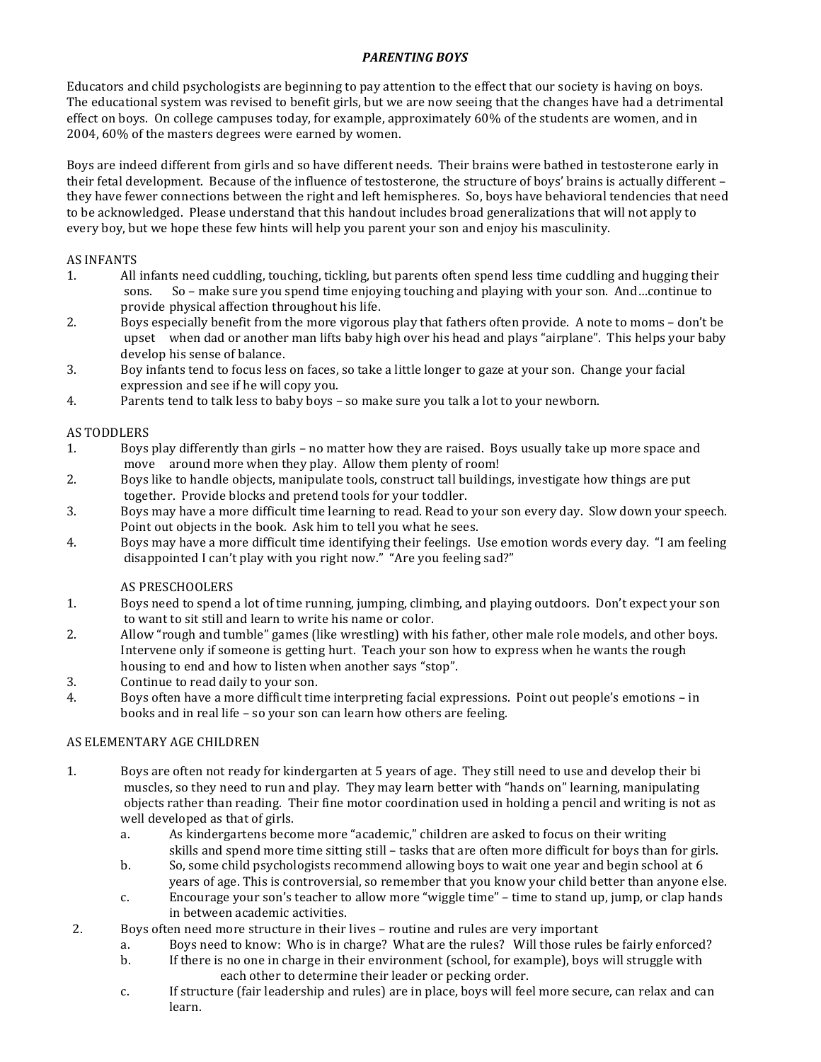# *PARENTING BOYS*

Educators and child psychologists are beginning to pay attention to the effect that our society is having on boys. The educational system was revised to benefit girls, but we are now seeing that the changes have had a detrimental effect on boys. On college campuses today, for example, approximately 60% of the students are women, and in 2004, 60% of the masters degrees were earned by women.

Boys are indeed different from girls and so have different needs. Their brains were bathed in testosterone early in their fetal development. Because of the influence of testosterone, the structure of boys' brains is actually different – they have fewer connections between the right and left hemispheres. So, boys have behavioral tendencies that need to be acknowledged. Please understand that this handout includes broad generalizations that will not apply to every boy, but we hope these few hints will help you parent your son and enjoy his masculinity.

## AS INFANTS

1. All infants need cuddling, touching, tickling, but parents often spend less time cuddling and hugging their sons. So – make sure you spend time enjoying touching and playing with your son. And…continue to provide physical affection throughout his life.
2. Boys especially benefit from the more vigorous play that fathers often provide. A note to moms – don't be upset when dad or another man lifts baby high over his head and plays "airplane". This helps your baby develop his sense of balance.
3. Boy infants tend to focus less on faces, so take a little longer to gaze at your son. Change your facial expression and see if he will copy you.
4. Parents tend to talk less to baby boys – so make sure you talk a lot to your newborn.

## AS TODDLERS

1. Boys play differently than girls – no matter how they are raised. Boys usually take up more space and move around more when they play. Allow them plenty of room!
2. Boys like to handle objects, manipulate tools, construct tall buildings, investigate how things are put together. Provide blocks and pretend tools for your toddler.
3. Boys may have a more difficult time learning to read. Read to your son every day. Slow down your speech. Point out objects in the book. Ask him to tell you what he sees.
4. Boys may have a more difficult time identifying their feelings. Use emotion words every day. "I am feeling disappointed I can't play with you right now." "Are you feeling sad?"

## AS PRESCHOOLERS

1. Boys need to spend a lot of time running, jumping, climbing, and playing outdoors. Don't expect your son to want to sit still and learn to write his name or color.
2. Allow "rough and tumble" games (like wrestling) with his father, other male role models, and other boys. Intervene only if someone is getting hurt. Teach your son how to express when he wants the rough housing to end and how to listen when another says "stop".
3. Continue to read daily to your son.
4. Boys often have a more difficult time interpreting facial expressions. Point out people's emotions – in books and in real life – so your son can learn how others are feeling.

## AS ELEMENTARY AGE CHILDREN

1. Boys are often not ready for kindergarten at 5 years of age. They still need to use and develop their bi muscles, so they need to run and play. They may learn better with "hands on" learning, manipulating objects rather than reading. Their fine motor coordination used in holding a pencil and writing is not as well developed as that of girls.
   a. As kindergartens become more "academic," children are asked to focus on their writing skills and spend more time sitting still – tasks that are often more difficult for boys than for girls.
   b. So, some child psychologists recommend allowing boys to wait one year and begin school at 6 years of age. This is controversial, so remember that you know your child better than anyone else.
   c. Encourage your son's teacher to allow more "wiggle time" – time to stand up, jump, or clap hands in between academic activities.
2. Boys often need more structure in their lives – routine and rules are very important
   a. Boys need to know: Who is in charge? What are the rules? Will those rules be fairly enforced?
   b. If there is no one in charge in their environment (school, for example), boys will struggle with each other to determine their leader or pecking order.
   c. If structure (fair leadership and rules) are in place, boys will feel more secure, can relax and can learn.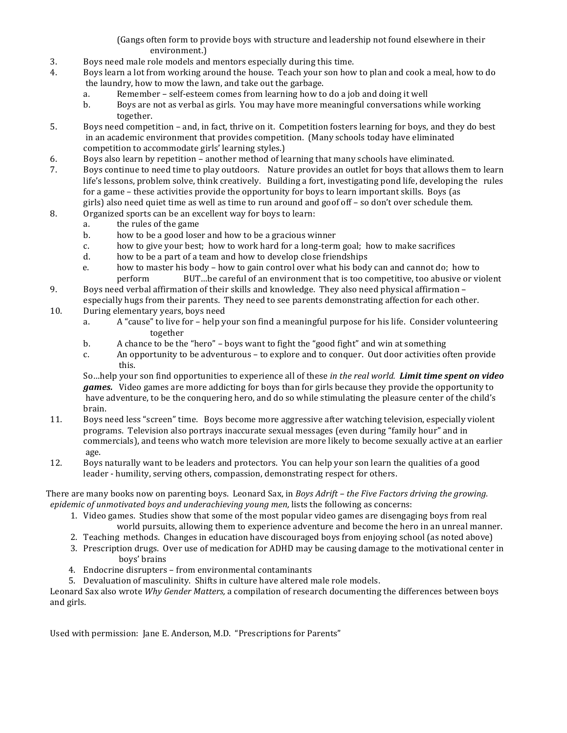(Gangs often form to provide boys with structure and leadership not found elsewhere in their environment.)

3. Boys need male role models and mentors especially during this time.
4. Boys learn a lot from working around the house. Teach your son how to plan and cook a meal, how to do the laundry, how to mow the lawn, and take out the garbage.
    a. Remember – self-esteem comes from learning how to do a job and doing it well
    b. Boys are not as verbal as girls. You may have more meaningful conversations while working together.
5. Boys need competition – and, in fact, thrive on it. Competition fosters learning for boys, and they do best in an academic environment that provides competition. (Many schools today have eliminated competition to accommodate girls' learning styles.)
6. Boys also learn by repetition – another method of learning that many schools have eliminated.
7. Boys continue to need time to play outdoors. Nature provides an outlet for boys that allows them to learn life's lessons, problem solve, think creatively. Building a fort, investigating pond life, developing the rules for a game – these activities provide the opportunity for boys to learn important skills. Boys (as girls) also need quiet time as well as time to run around and goof off – so don't over schedule them.
8. Organized sports can be an excellent way for boys to learn:
    a. the rules of the game
    b. how to be a good loser and how to be a gracious winner
    c. how to give your best; how to work hard for a long-term goal; how to make sacrifices
    d. how to be a part of a team and how to develop close friendships
    e. how to master his body – how to gain control over what his body can and cannot do; how to perform BUT…be careful of an environment that is too competitive, too abusive or violent
9. Boys need verbal affirmation of their skills and knowledge. They also need physical affirmation – especially hugs from their parents. They need to see parents demonstrating affection for each other.
10. During elementary years, boys need
    a. A "cause" to live for – help your son find a meaningful purpose for his life. Consider volunteering together
    b. A chance to be the "hero" – boys want to fight the "good fight" and win at something
    c. An opportunity to be adventurous – to explore and to conquer. Out door activities often provide this.

    So…help your son find opportunities to experience all of these *in the real world.* ***Limit time spent on video games.*** Video games are more addicting for boys than for girls because they provide the opportunity to have adventure, to be the conquering hero, and do so while stimulating the pleasure center of the child's brain.
11. Boys need less "screen" time. Boys become more aggressive after watching television, especially violent programs. Television also portrays inaccurate sexual messages (even during "family hour" and in commercials), and teens who watch more television are more likely to become sexually active at an earlier age.
12. Boys naturally want to be leaders and protectors. You can help your son learn the qualities of a good leader - humility, serving others, compassion, demonstrating respect for others.

There are many books now on parenting boys. Leonard Sax, in *Boys Adrift – the Five Factors driving the growing. epidemic of unmotivated boys and underachieving young men,* lists the following as concerns:

1. Video games. Studies show that some of the most popular video games are disengaging boys from real world pursuits, allowing them to experience adventure and become the hero in an unreal manner.
2. Teaching methods. Changes in education have discouraged boys from enjoying school (as noted above)
3. Prescription drugs. Over use of medication for ADHD may be causing damage to the motivational center in boys' brains
4. Endocrine disrupters – from environmental contaminants
5. Devaluation of masculinity. Shifts in culture have altered male role models.

Leonard Sax also wrote *Why Gender Matters,* a compilation of research documenting the differences between boys and girls.

Used with permission: Jane E. Anderson, M.D. "Prescriptions for Parents"